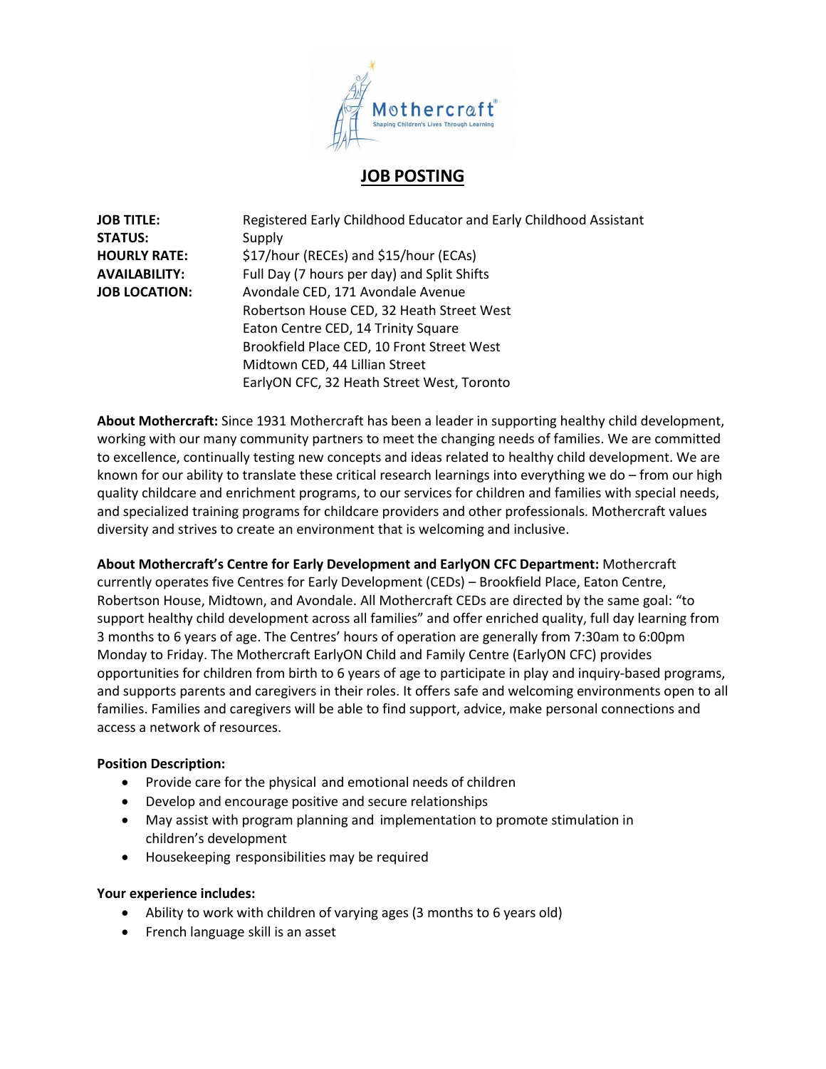# JOB POSTING

**JOB TITLE:** Registered Early Childhood Educator and Early Childhood Assistant
**STATUS:** Supply
**HOURLY RATE:** $17/hour (RECEs) and $15/hour (ECAs)
**AVAILABILITY:** Full Day (7 hours per day) and Split Shifts
**JOB LOCATION:** Avondale CED, 171 Avondale Avenue
Robertson House CED, 32 Heath Street West
Eaton Centre CED, 14 Trinity Square
Brookfield Place CED, 10 Front Street West
Midtown CED, 44 Lillian Street
EarlyON CFC, 32 Heath Street West, Toronto

**About Mothercraft:** Since 1931 Mothercraft has been a leader in supporting healthy child development, working with our many community partners to meet the changing needs of families. We are committed to excellence, continually testing new concepts and ideas related to healthy child development. We are known for our ability to translate these critical research learnings into everything we do – from our high quality childcare and enrichment programs, to our services for children and families with special needs, and specialized training programs for childcare providers and other professionals. Mothercraft values diversity and strives to create an environment that is welcoming and inclusive.

**About Mothercraft's Centre for Early Development and EarlyON CFC Department:** Mothercraft currently operates five Centres for Early Development (CEDs) – Brookfield Place, Eaton Centre, Robertson House, Midtown, and Avondale. All Mothercraft CEDs are directed by the same goal: "to support healthy child development across all families" and offer enriched quality, full day learning from 3 months to 6 years of age. The Centres' hours of operation are generally from 7:30am to 6:00pm Monday to Friday. The Mothercraft EarlyON Child and Family Centre (EarlyON CFC) provides opportunities for children from birth to 6 years of age to participate in play and inquiry-based programs, and supports parents and caregivers in their roles. It offers safe and welcoming environments open to all families. Families and caregivers will be able to find support, advice, make personal connections and access a network of resources.

**Position Description:**

- Provide care for the physical and emotional needs of children
- Develop and encourage positive and secure relationships
- May assist with program planning and implementation to promote stimulation in children's development
- Housekeeping responsibilities may be required

**Your experience includes:**

- Ability to work with children of varying ages (3 months to 6 years old)
- French language skill is an asset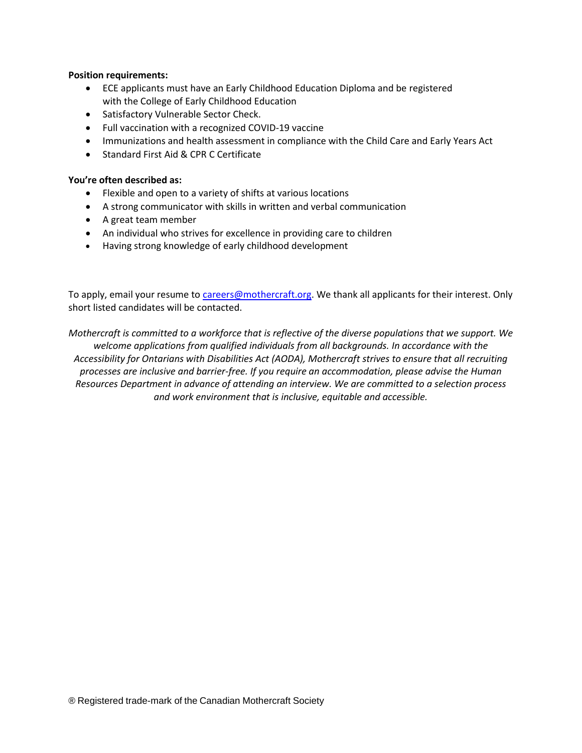**Position requirements:**

- ECE applicants must have an Early Childhood Education Diploma and be registered with the College of Early Childhood Education
- Satisfactory Vulnerable Sector Check.
- Full vaccination with a recognized COVID-19 vaccine
- Immunizations and health assessment in compliance with the Child Care and Early Years Act
- Standard First Aid & CPR C Certificate

**You're often described as:**

- Flexible and open to a variety of shifts at various locations
- A strong communicator with skills in written and verbal communication
- A great team member
- An individual who strives for excellence in providing care to children
- Having strong knowledge of early childhood development

To apply, email your resume to [careers@mothercraft.org](mailto:careers@mothercraft.org). We thank all applicants for their interest. Only short listed candidates will be contacted.

*Mothercraft is committed to a workforce that is reflective of the diverse populations that we support. We welcome applications from qualified individuals from all backgrounds. In accordance with the Accessibility for Ontarians with Disabilities Act (AODA), Mothercraft strives to ensure that all recruiting processes are inclusive and barrier-free. If you require an accommodation, please advise the Human Resources Department in advance of attending an interview. We are committed to a selection process and work environment that is inclusive, equitable and accessible.*

® Registered trade-mark of the Canadian Mothercraft Society